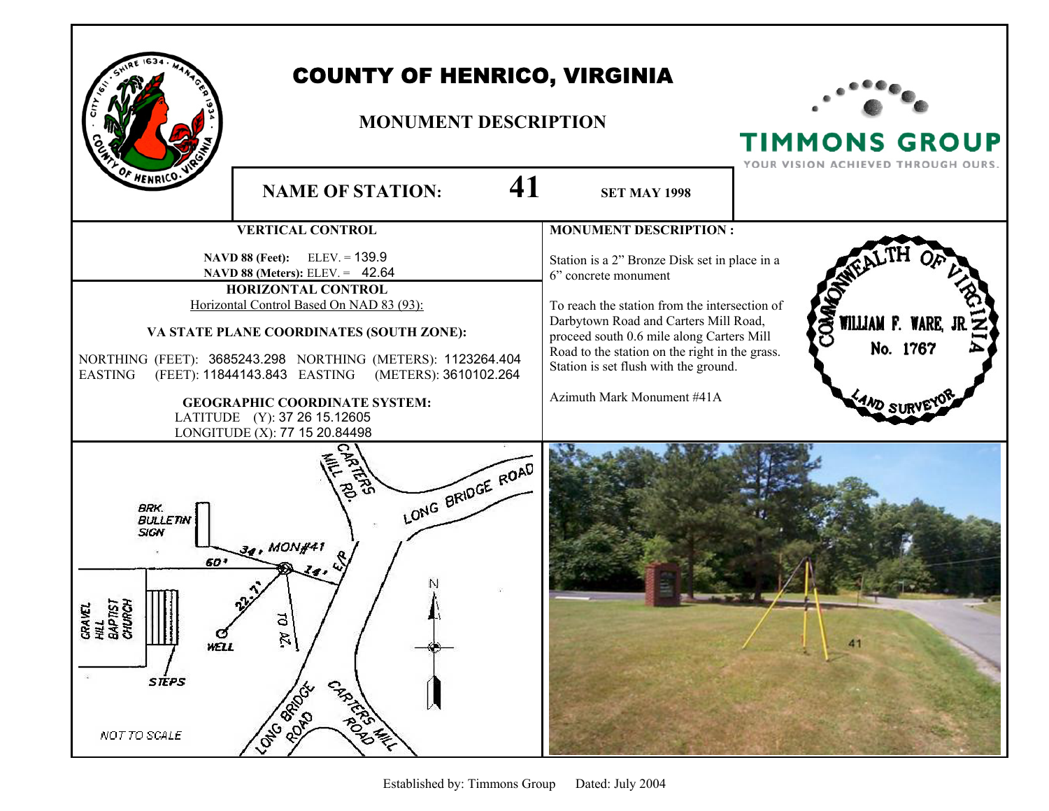# COUNTY OF HENRICO, VIRGINIA

## MONUMENT DESCRIPTION

TIMMONS GROUP
YOUR VISION ACHIEVED THROUGH OURS.

**NAME OF STATION:** **41** **SET MAY 1998**

### VERTICAL CONTROL

**NAVD 88 (Feet):** ELEV. = 139.9
**NAVD 88 (Meters):** ELEV. = 42.64

### HORIZONTAL CONTROL

Horizontal Control Based On NAD 83 (93):

**VA STATE PLANE COORDINATES (SOUTH ZONE):**

NORTHING (FEET): 3685243.298 NORTHING (METERS): 1123264.404
EASTING (FEET): 11844143.843 EASTING (METERS): 3610102.264

**GEOGRAPHIC COORDINATE SYSTEM:**

LATITUDE (Y): 37 26 15.12605
LONGITUDE (X): 77 15 20.84498

### MONUMENT DESCRIPTION :

Station is a 2" Bronze Disk set in place in a 6" concrete monument

To reach the station from the intersection of Darbytown Road and Carters Mill Road, proceed south 0.6 mile along Carters Mill Road to the station on the right in the grass. Station is set flush with the ground.

Azimuth Mark Monument #41A

COMMONWEALTH OF VIRGINIA
WILLIAM F. WARE, JR.
No. 1767
LAND SURVEYOR

CARTERS MILL RD. — LONG BRIDGE ROAD — BRK. BULLETIN SIGN — 34' MON#41 — 60' — 14' E/P — 22.7' — TO AZ. — GRAVEL HILL BAPTIST CHURCH — WELL — STEPS — N — LONG BRIDGE ROAD — CARTERS MILL ROAD

NOT TO SCALE

Established by: Timmons Group Dated: July 2004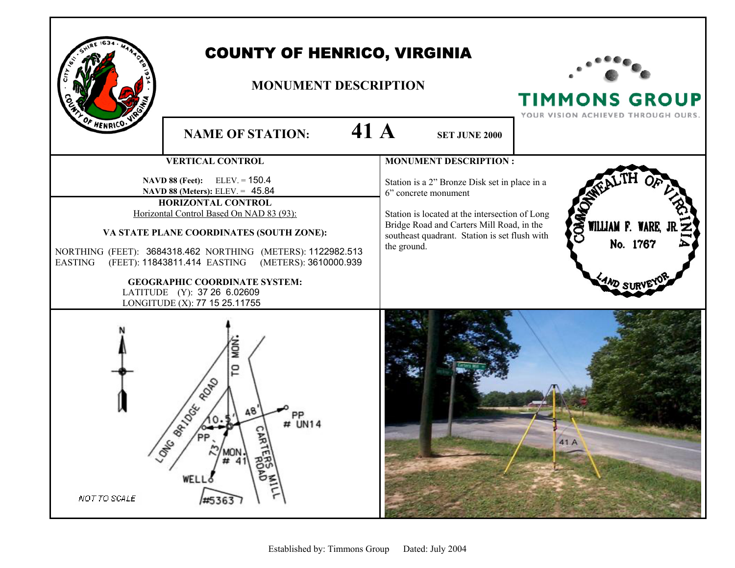# COUNTY OF HENRICO, VIRGINIA

## MONUMENT DESCRIPTION

TIMMONS GROUP
YOUR VISION ACHIEVED THROUGH OURS.

**NAME OF STATION:** **41 A** **SET JUNE 2000**

### VERTICAL CONTROL

**NAVD 88 (Feet):** ELEV. = 150.4
**NAVD 88 (Meters):** ELEV. = 45.84

### HORIZONTAL CONTROL

Horizontal Control Based On NAD 83 (93):

**VA STATE PLANE COORDINATES (SOUTH ZONE):**

NORTHING (FEET): 3684318.462 NORTHING (METERS): 1122982.513
EASTING (FEET): 11843811.414 EASTING (METERS): 3610000.939

**GEOGRAPHIC COORDINATE SYSTEM:**

LATITUDE (Y): 37 26 6.02609
LONGITUDE (X): 77 15 25.11755

### MONUMENT DESCRIPTION :

Station is a 2" Bronze Disk set in place in a 6" concrete monument

Station is located at the intersection of Long Bridge Road and Carters Mill Road, in the southeast quadrant. Station is set flush with the ground.

COMMONWEALTH OF VIRGINIA
WILLIAM F. WARE, JR.
No. 1767
LAND SURVEYOR

N
TO MON.
LONG BRIDGE ROAD
CARTERS MILL ROAD
10.5'
48'
PP
PP # UN14
73'
MON. # 41
WELL
#5363
NOT TO SCALE

41 A

Established by: Timmons Group Dated: July 2004